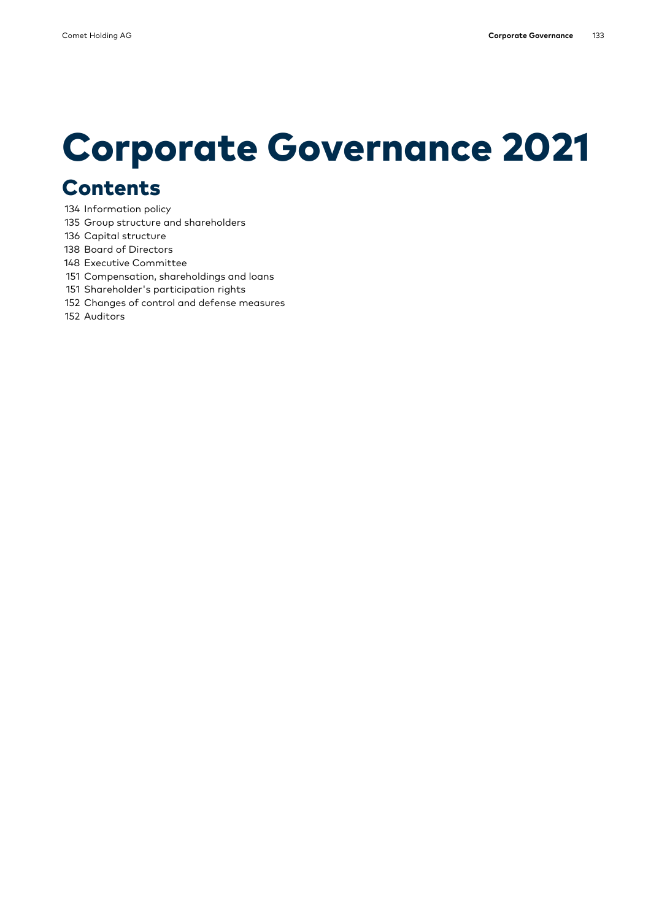# Corporate Governance 2021

## Contents

134 Information policy
135 Group structure and shareholders
136 Capital structure
138 Board of Directors
148 Executive Committee
151 Compensation, shareholdings and loans
151 Shareholder's participation rights
152 Changes of control and defense measures
152 Auditors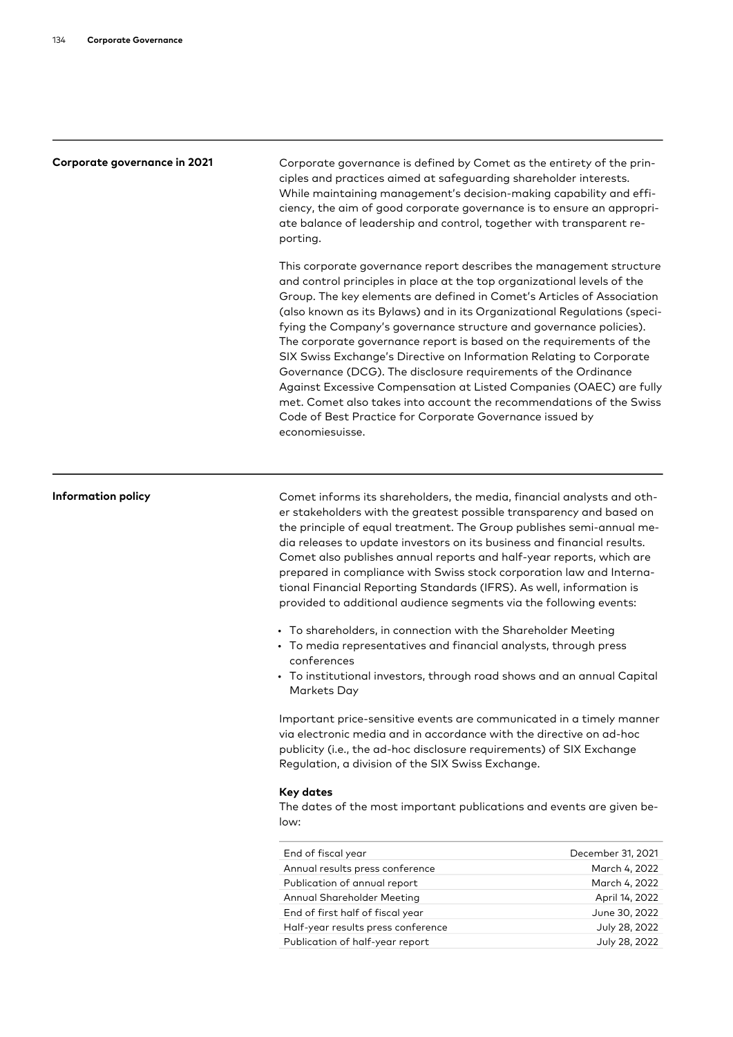## Corporate governance in 2021

Corporate governance is defined by Comet as the entirety of the principles and practices aimed at safeguarding shareholder interests. While maintaining management's decision-making capability and efficiency, the aim of good corporate governance is to ensure an appropriate balance of leadership and control, together with transparent reporting.

This corporate governance report describes the management structure and control principles in place at the top organizational levels of the Group. The key elements are defined in Comet's Articles of Association (also known as its Bylaws) and in its Organizational Regulations (specifying the Company's governance structure and governance policies). The corporate governance report is based on the requirements of the SIX Swiss Exchange's Directive on Information Relating to Corporate Governance (DCG). The disclosure requirements of the Ordinance Against Excessive Compensation at Listed Companies (OAEC) are fully met. Comet also takes into account the recommendations of the Swiss Code of Best Practice for Corporate Governance issued by economiesuisse.

## Information policy

Comet informs its shareholders, the media, financial analysts and other stakeholders with the greatest possible transparency and based on the principle of equal treatment. The Group publishes semi-annual media releases to update investors on its business and financial results. Comet also publishes annual reports and half-year reports, which are prepared in compliance with Swiss stock corporation law and International Financial Reporting Standards (IFRS). As well, information is provided to additional audience segments via the following events:

- To shareholders, in connection with the Shareholder Meeting
- To media representatives and financial analysts, through press conferences
- To institutional investors, through road shows and an annual Capital Markets Day

Important price-sensitive events are communicated in a timely manner via electronic media and in accordance with the directive on ad-hoc publicity (i.e., the ad-hoc disclosure requirements) of SIX Exchange Regulation, a division of the SIX Swiss Exchange.

### Key dates

The dates of the most important publications and events are given below:

| | |
|---|---|
| End of fiscal year | December 31, 2021 |
| Annual results press conference | March 4, 2022 |
| Publication of annual report | March 4, 2022 |
| Annual Shareholder Meeting | April 14, 2022 |
| End of first half of fiscal year | June 30, 2022 |
| Half-year results press conference | July 28, 2022 |
| Publication of half-year report | July 28, 2022 |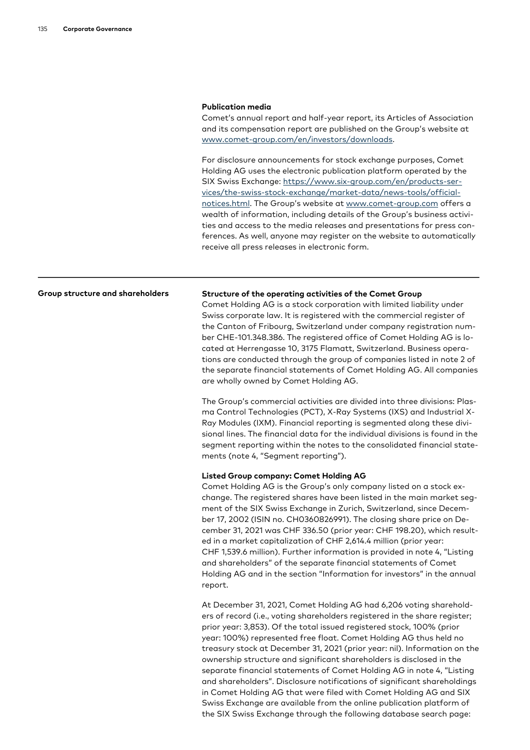### Publication media

Comet's annual report and half-year report, its Articles of Association and its compensation report are published on the Group's website at www.comet-group.com/en/investors/downloads.

For disclosure announcements for stock exchange purposes, Comet Holding AG uses the electronic publication platform operated by the SIX Swiss Exchange: https://www.six-group.com/en/products-services/the-swiss-stock-exchange/market-data/news-tools/official-notices.html. The Group's website at www.comet-group.com offers a wealth of information, including details of the Group's business activities and access to the media releases and presentations for press conferences. As well, anyone may register on the website to automatically receive all press releases in electronic form.

## Group structure and shareholders

### Structure of the operating activities of the Comet Group

Comet Holding AG is a stock corporation with limited liability under Swiss corporate law. It is registered with the commercial register of the Canton of Fribourg, Switzerland under company registration number CHE-101.348.386. The registered office of Comet Holding AG is located at Herrengasse 10, 3175 Flamatt, Switzerland. Business operations are conducted through the group of companies listed in note 2 of the separate financial statements of Comet Holding AG. All companies are wholly owned by Comet Holding AG.

The Group's commercial activities are divided into three divisions: Plasma Control Technologies (PCT), X-Ray Systems (IXS) and Industrial X-Ray Modules (IXM). Financial reporting is segmented along these divisional lines. The financial data for the individual divisions is found in the segment reporting within the notes to the consolidated financial statements (note 4, "Segment reporting").

### Listed Group company: Comet Holding AG

Comet Holding AG is the Group's only company listed on a stock exchange. The registered shares have been listed in the main market segment of the SIX Swiss Exchange in Zurich, Switzerland, since December 17, 2002 (ISIN no. CH0360826991). The closing share price on December 31, 2021 was CHF 336.50 (prior year: CHF 198.20), which resulted in a market capitalization of CHF 2,614.4 million (prior year: CHF 1,539.6 million). Further information is provided in note 4, "Listing and shareholders" of the separate financial statements of Comet Holding AG and in the section "Information for investors" in the annual report.

At December 31, 2021, Comet Holding AG had 6,206 voting shareholders of record (i.e., voting shareholders registered in the share register; prior year: 3,853). Of the total issued registered stock, 100% (prior year: 100%) represented free float. Comet Holding AG thus held no treasury stock at December 31, 2021 (prior year: nil). Information on the ownership structure and significant shareholders is disclosed in the separate financial statements of Comet Holding AG in note 4, "Listing and shareholders". Disclosure notifications of significant shareholdings in Comet Holding AG that were filed with Comet Holding AG and SIX Swiss Exchange are available from the online publication platform of the SIX Swiss Exchange through the following database search page: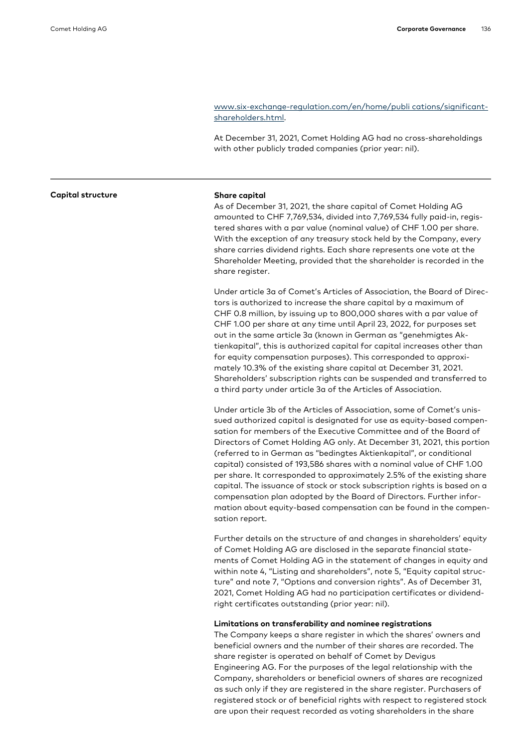www.six-exchange-regulation.com/en/home/publi cations/significant-shareholders.html.

At December 31, 2021, Comet Holding AG had no cross-shareholdings with other publicly traded companies (prior year: nil).

## Capital structure

### Share capital

As of December 31, 2021, the share capital of Comet Holding AG amounted to CHF 7,769,534, divided into 7,769,534 fully paid-in, registered shares with a par value (nominal value) of CHF 1.00 per share. With the exception of any treasury stock held by the Company, every share carries dividend rights. Each share represents one vote at the Shareholder Meeting, provided that the shareholder is recorded in the share register.

Under article 3a of Comet's Articles of Association, the Board of Directors is authorized to increase the share capital by a maximum of CHF 0.8 million, by issuing up to 800,000 shares with a par value of CHF 1.00 per share at any time until April 23, 2022, for purposes set out in the same article 3a (known in German as "genehmigtes Aktienkapital", this is authorized capital for capital increases other than for equity compensation purposes). This corresponded to approximately 10.3% of the existing share capital at December 31, 2021. Shareholders' subscription rights can be suspended and transferred to a third party under article 3a of the Articles of Association.

Under article 3b of the Articles of Association, some of Comet's unissued authorized capital is designated for use as equity-based compensation for members of the Executive Committee and of the Board of Directors of Comet Holding AG only. At December 31, 2021, this portion (referred to in German as "bedingtes Aktienkapital", or conditional capital) consisted of 193,586 shares with a nominal value of CHF 1.00 per share. It corresponded to approximately 2.5% of the existing share capital. The issuance of stock or stock subscription rights is based on a compensation plan adopted by the Board of Directors. Further information about equity-based compensation can be found in the compensation report.

Further details on the structure of and changes in shareholders' equity of Comet Holding AG are disclosed in the separate financial statements of Comet Holding AG in the statement of changes in equity and within note 4, "Listing and shareholders", note 5, "Equity capital structure" and note 7, "Options and conversion rights". As of December 31, 2021, Comet Holding AG had no participation certificates or dividend-right certificates outstanding (prior year: nil).

### Limitations on transferability and nominee registrations

The Company keeps a share register in which the shares' owners and beneficial owners and the number of their shares are recorded. The share register is operated on behalf of Comet by Devigus Engineering AG. For the purposes of the legal relationship with the Company, shareholders or beneficial owners of shares are recognized as such only if they are registered in the share register. Purchasers of registered stock or of beneficial rights with respect to registered stock are upon their request recorded as voting shareholders in the share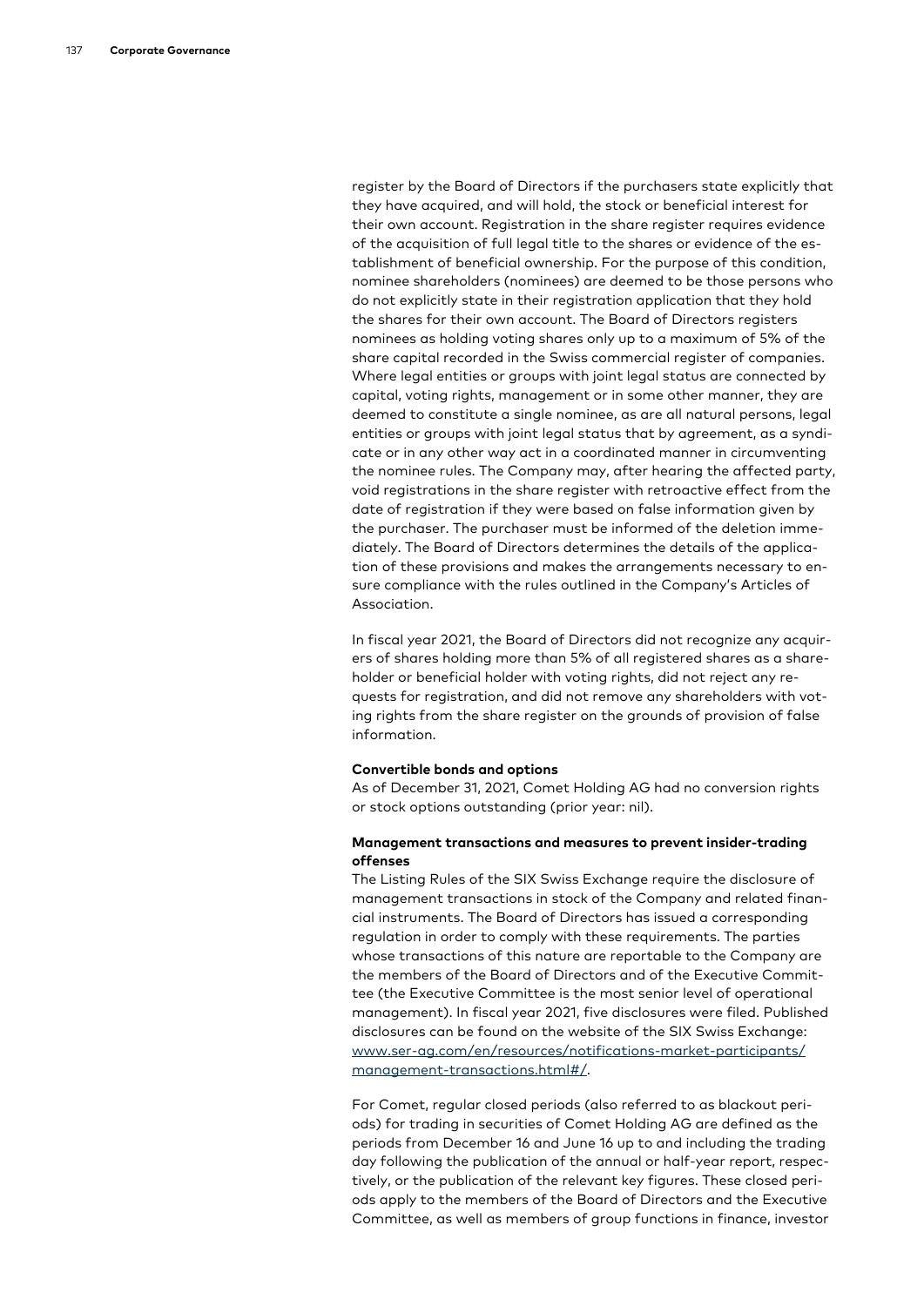register by the Board of Directors if the purchasers state explicitly that they have acquired, and will hold, the stock or beneficial interest for their own account. Registration in the share register requires evidence of the acquisition of full legal title to the shares or evidence of the establishment of beneficial ownership. For the purpose of this condition, nominee shareholders (nominees) are deemed to be those persons who do not explicitly state in their registration application that they hold the shares for their own account. The Board of Directors registers nominees as holding voting shares only up to a maximum of 5% of the share capital recorded in the Swiss commercial register of companies. Where legal entities or groups with joint legal status are connected by capital, voting rights, management or in some other manner, they are deemed to constitute a single nominee, as are all natural persons, legal entities or groups with joint legal status that by agreement, as a syndicate or in any other way act in a coordinated manner in circumventing the nominee rules. The Company may, after hearing the affected party, void registrations in the share register with retroactive effect from the date of registration if they were based on false information given by the purchaser. The purchaser must be informed of the deletion immediately. The Board of Directors determines the details of the application of these provisions and makes the arrangements necessary to ensure compliance with the rules outlined in the Company's Articles of Association.

In fiscal year 2021, the Board of Directors did not recognize any acquirers of shares holding more than 5% of all registered shares as a shareholder or beneficial holder with voting rights, did not reject any requests for registration, and did not remove any shareholders with voting rights from the share register on the grounds of provision of false information.

**Convertible bonds and options**

As of December 31, 2021, Comet Holding AG had no conversion rights or stock options outstanding (prior year: nil).

**Management transactions and measures to prevent insider-trading offenses**

The Listing Rules of the SIX Swiss Exchange require the disclosure of management transactions in stock of the Company and related financial instruments. The Board of Directors has issued a corresponding regulation in order to comply with these requirements. The parties whose transactions of this nature are reportable to the Company are the members of the Board of Directors and of the Executive Committee (the Executive Committee is the most senior level of operational management). In fiscal year 2021, five disclosures were filed. Published disclosures can be found on the website of the SIX Swiss Exchange: [www.ser-ag.com/en/resources/notifications-market-participants/management-transactions.html#/](www.ser-ag.com/en/resources/notifications-market-participants/management-transactions.html#/).

For Comet, regular closed periods (also referred to as blackout periods) for trading in securities of Comet Holding AG are defined as the periods from December 16 and June 16 up to and including the trading day following the publication of the annual or half-year report, respectively, or the publication of the relevant key figures. These closed periods apply to the members of the Board of Directors and the Executive Committee, as well as members of group functions in finance, investor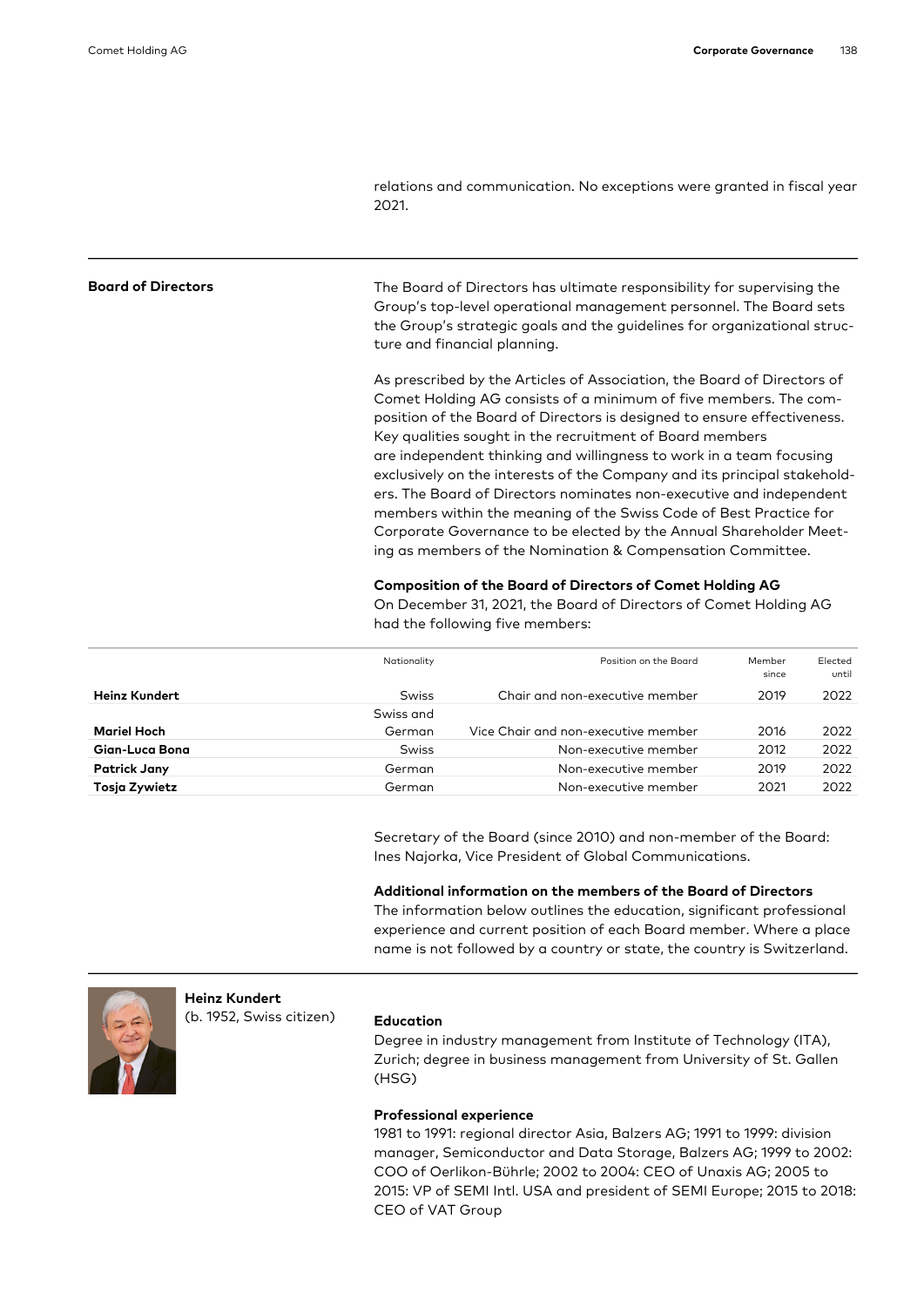relations and communication. No exceptions were granted in fiscal year 2021.

## Board of Directors

The Board of Directors has ultimate responsibility for supervising the Group's top-level operational management personnel. The Board sets the Group's strategic goals and the guidelines for organizational structure and financial planning.

As prescribed by the Articles of Association, the Board of Directors of Comet Holding AG consists of a minimum of five members. The composition of the Board of Directors is designed to ensure effectiveness. Key qualities sought in the recruitment of Board members are independent thinking and willingness to work in a team focusing exclusively on the interests of the Company and its principal stakeholders. The Board of Directors nominates non-executive and independent members within the meaning of the Swiss Code of Best Practice for Corporate Governance to be elected by the Annual Shareholder Meeting as members of the Nomination & Compensation Committee.

### Composition of the Board of Directors of Comet Holding AG

On December 31, 2021, the Board of Directors of Comet Holding AG had the following five members:

| | Nationality | Position on the Board | Member since | Elected until |
|---|---|---|---|---|
| **Heinz Kundert** | Swiss | Chair and non-executive member | 2019 | 2022 |
| **Mariel Hoch** | Swiss and German | Vice Chair and non-executive member | 2016 | 2022 |
| **Gian-Luca Bona** | Swiss | Non-executive member | 2012 | 2022 |
| **Patrick Jany** | German | Non-executive member | 2019 | 2022 |
| **Tosja Zywietz** | German | Non-executive member | 2021 | 2022 |

Secretary of the Board (since 2010) and non-member of the Board: Ines Najorka, Vice President of Global Communications.

### Additional information on the members of the Board of Directors

The information below outlines the education, significant professional experience and current position of each Board member. Where a place name is not followed by a country or state, the country is Switzerland.

**Heinz Kundert**
(b. 1952, Swiss citizen)

#### Education

Degree in industry management from Institute of Technology (ITA), Zurich; degree in business management from University of St. Gallen (HSG)

#### Professional experience

1981 to 1991: regional director Asia, Balzers AG; 1991 to 1999: division manager, Semiconductor and Data Storage, Balzers AG; 1999 to 2002: COO of Oerlikon-Bührle; 2002 to 2004: CEO of Unaxis AG; 2005 to 2015: VP of SEMI Intl. USA and president of SEMI Europe; 2015 to 2018: CEO of VAT Group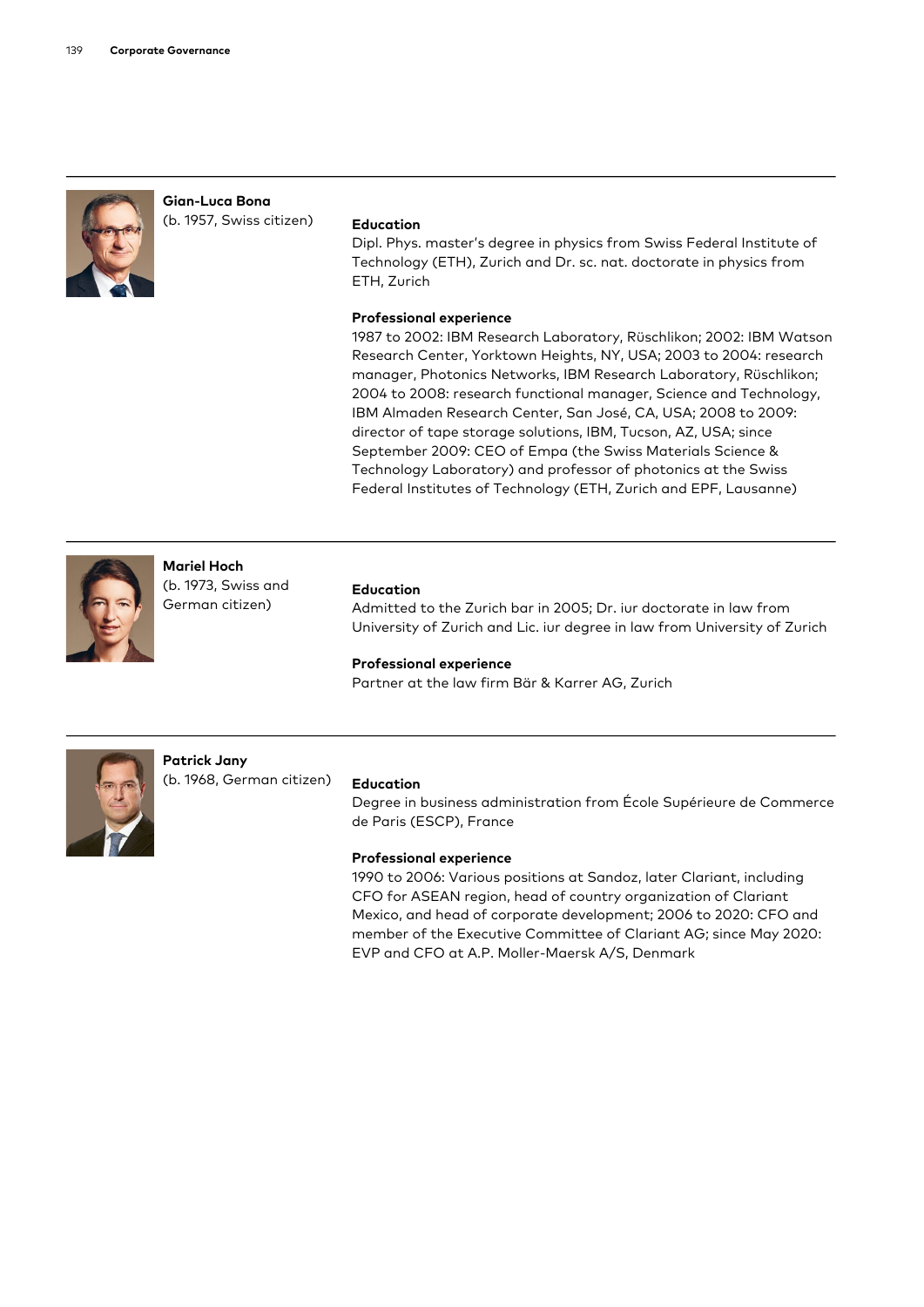**Gian-Luca Bona**
(b. 1957, Swiss citizen)

**Education**
Dipl. Phys. master's degree in physics from Swiss Federal Institute of Technology (ETH), Zurich and Dr. sc. nat. doctorate in physics from ETH, Zurich

**Professional experience**
1987 to 2002: IBM Research Laboratory, Rüschlikon; 2002: IBM Watson Research Center, Yorktown Heights, NY, USA; 2003 to 2004: research manager, Photonics Networks, IBM Research Laboratory, Rüschlikon; 2004 to 2008: research functional manager, Science and Technology, IBM Almaden Research Center, San José, CA, USA; 2008 to 2009: director of tape storage solutions, IBM, Tucson, AZ, USA; since September 2009: CEO of Empa (the Swiss Materials Science & Technology Laboratory) and professor of photonics at the Swiss Federal Institutes of Technology (ETH, Zurich and EPF, Lausanne)

---

**Mariel Hoch**
(b. 1973, Swiss and German citizen)

**Education**
Admitted to the Zurich bar in 2005; Dr. iur doctorate in law from University of Zurich and Lic. iur degree in law from University of Zurich

**Professional experience**
Partner at the law firm Bär & Karrer AG, Zurich

---

**Patrick Jany**
(b. 1968, German citizen)

**Education**
Degree in business administration from École Supérieure de Commerce de Paris (ESCP), France

**Professional experience**
1990 to 2006: Various positions at Sandoz, later Clariant, including CFO for ASEAN region, head of country organization of Clariant Mexico, and head of corporate development; 2006 to 2020: CFO and member of the Executive Committee of Clariant AG; since May 2020: EVP and CFO at A.P. Moller-Maersk A/S, Denmark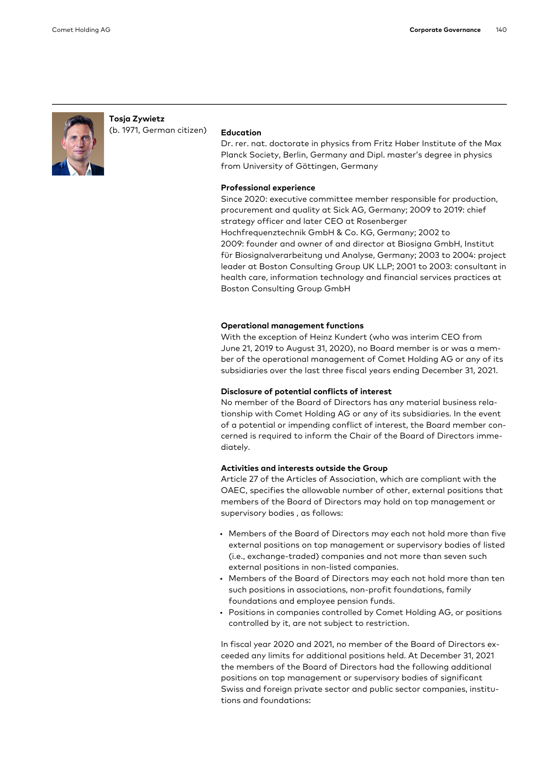**Tosja Zywietz**
(b. 1971, German citizen)

**Education**
Dr. rer. nat. doctorate in physics from Fritz Haber Institute of the Max Planck Society, Berlin, Germany and Dipl. master's degree in physics from University of Göttingen, Germany

**Professional experience**
Since 2020: executive committee member responsible for production, procurement and quality at Sick AG, Germany; 2009 to 2019: chief strategy officer and later CEO at Rosenberger Hochfrequenztechnik GmbH & Co. KG, Germany; 2002 to 2009: founder and owner of and director at Biosigna GmbH, Institut für Biosignalverarbeitung und Analyse, Germany; 2003 to 2004: project leader at Boston Consulting Group UK LLP; 2001 to 2003: consultant in health care, information technology and financial services practices at Boston Consulting Group GmbH

**Operational management functions**
With the exception of Heinz Kundert (who was interim CEO from June 21, 2019 to August 31, 2020), no Board member is or was a member of the operational management of Comet Holding AG or any of its subsidiaries over the last three fiscal years ending December 31, 2021.

**Disclosure of potential conflicts of interest**
No member of the Board of Directors has any material business relationship with Comet Holding AG or any of its subsidiaries. In the event of a potential or impending conflict of interest, the Board member concerned is required to inform the Chair of the Board of Directors immediately.

**Activities and interests outside the Group**
Article 27 of the Articles of Association, which are compliant with the OAEC, specifies the allowable number of other, external positions that members of the Board of Directors may hold on top management or supervisory bodies , as follows:

- Members of the Board of Directors may each not hold more than five external positions on top management or supervisory bodies of listed (i.e., exchange-traded) companies and not more than seven such external positions in non-listed companies.
- Members of the Board of Directors may each not hold more than ten such positions in associations, non-profit foundations, family foundations and employee pension funds.
- Positions in companies controlled by Comet Holding AG, or positions controlled by it, are not subject to restriction.

In fiscal year 2020 and 2021, no member of the Board of Directors exceeded any limits for additional positions held. At December 31, 2021 the members of the Board of Directors had the following additional positions on top management or supervisory bodies of significant Swiss and foreign private sector and public sector companies, institutions and foundations: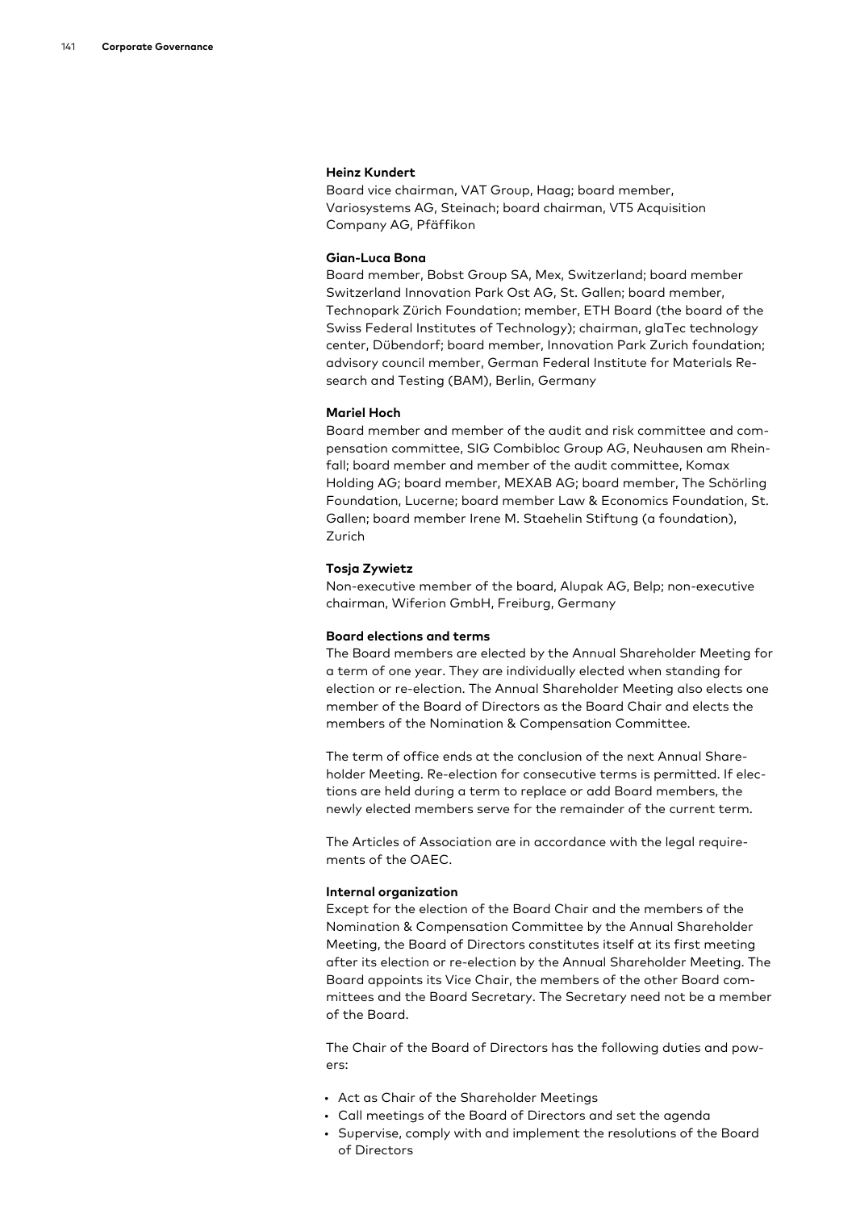**Heinz Kundert**

Board vice chairman, VAT Group, Haag; board member, Variosystems AG, Steinach; board chairman, VT5 Acquisition Company AG, Pfäffikon

**Gian-Luca Bona**

Board member, Bobst Group SA, Mex, Switzerland; board member Switzerland Innovation Park Ost AG, St. Gallen; board member, Technopark Zürich Foundation; member, ETH Board (the board of the Swiss Federal Institutes of Technology); chairman, glaTec technology center, Dübendorf; board member, Innovation Park Zurich foundation; advisory council member, German Federal Institute for Materials Research and Testing (BAM), Berlin, Germany

**Mariel Hoch**

Board member and member of the audit and risk committee and compensation committee, SIG Combibloc Group AG, Neuhausen am Rheinfall; board member and member of the audit committee, Komax Holding AG; board member, MEXAB AG; board member, The Schörling Foundation, Lucerne; board member Law & Economics Foundation, St. Gallen; board member Irene M. Staehelin Stiftung (a foundation), Zurich

**Tosja Zywietz**

Non-executive member of the board, Alupak AG, Belp; non-executive chairman, Wiferion GmbH, Freiburg, Germany

**Board elections and terms**

The Board members are elected by the Annual Shareholder Meeting for a term of one year. They are individually elected when standing for election or re-election. The Annual Shareholder Meeting also elects one member of the Board of Directors as the Board Chair and elects the members of the Nomination & Compensation Committee.

The term of office ends at the conclusion of the next Annual Shareholder Meeting. Re-election for consecutive terms is permitted. If elections are held during a term to replace or add Board members, the newly elected members serve for the remainder of the current term.

The Articles of Association are in accordance with the legal requirements of the OAEC.

**Internal organization**

Except for the election of the Board Chair and the members of the Nomination & Compensation Committee by the Annual Shareholder Meeting, the Board of Directors constitutes itself at its first meeting after its election or re-election by the Annual Shareholder Meeting. The Board appoints its Vice Chair, the members of the other Board committees and the Board Secretary. The Secretary need not be a member of the Board.

The Chair of the Board of Directors has the following duties and powers:

- Act as Chair of the Shareholder Meetings
- Call meetings of the Board of Directors and set the agenda
- Supervise, comply with and implement the resolutions of the Board of Directors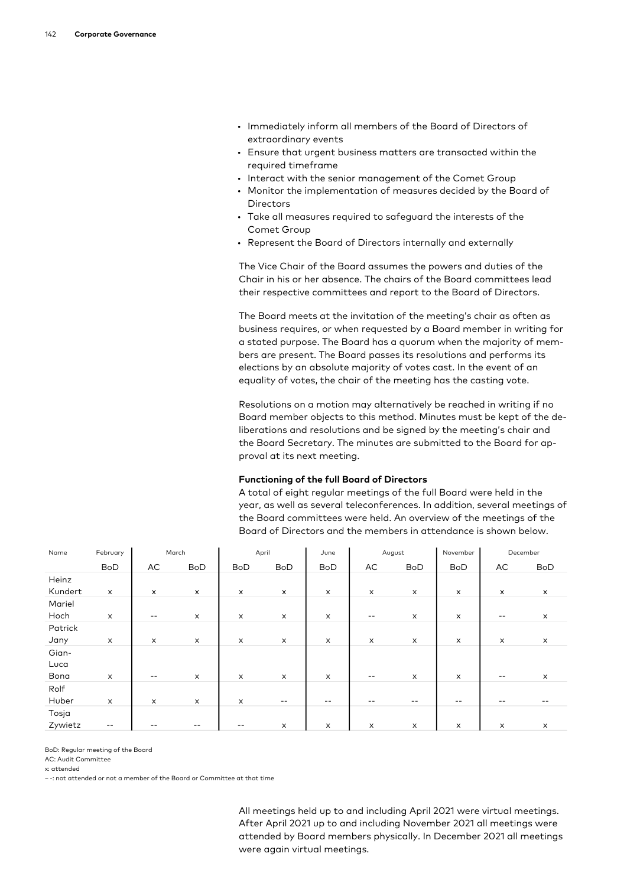- Immediately inform all members of the Board of Directors of extraordinary events
- Ensure that urgent business matters are transacted within the required timeframe
- Interact with the senior management of the Comet Group
- Monitor the implementation of measures decided by the Board of Directors
- Take all measures required to safeguard the interests of the Comet Group
- Represent the Board of Directors internally and externally

The Vice Chair of the Board assumes the powers and duties of the Chair in his or her absence. The chairs of the Board committees lead their respective committees and report to the Board of Directors.

The Board meets at the invitation of the meeting's chair as often as business requires, or when requested by a Board member in writing for a stated purpose. The Board has a quorum when the majority of members are present. The Board passes its resolutions and performs its elections by an absolute majority of votes cast. In the event of an equality of votes, the chair of the meeting has the casting vote.

Resolutions on a motion may alternatively be reached in writing if no Board member objects to this method. Minutes must be kept of the deliberations and resolutions and be signed by the meeting's chair and the Board Secretary. The minutes are submitted to the Board for approval at its next meeting.

**Functioning of the full Board of Directors**

A total of eight regular meetings of the full Board were held in the year, as well as several teleconferences. In addition, several meetings of the Board committees were held. An overview of the meetings of the Board of Directors and the members in attendance is shown below.

| Name | February | March | | April | | June | August | | November | December | |
|---|---|---|---|---|---|---|---|---|---|---|---|
| | BoD | AC | BoD | BoD | BoD | BoD | AC | BoD | BoD | AC | BoD |
| Heinz Kundert | x | x | x | x | x | x | x | x | x | x | x |
| Mariel Hoch | x | -- | x | x | x | x | -- | x | x | -- | x |
| Patrick Jany | x | x | x | x | x | x | x | x | x | x | x |
| Gian-Luca Bona | x | -- | x | x | x | x | -- | x | x | -- | x |
| Rolf Huber | x | x | x | x | -- | -- | -- | -- | -- | -- | -- |
| Tosja Zywietz | -- | -- | -- | -- | x | x | x | x | x | x | x |

BoD: Regular meeting of the Board
AC: Audit Committee
x: attended
– -: not attended or not a member of the Board or Committee at that time

All meetings held up to and including April 2021 were virtual meetings. After April 2021 up to and including November 2021 all meetings were attended by Board members physically. In December 2021 all meetings were again virtual meetings.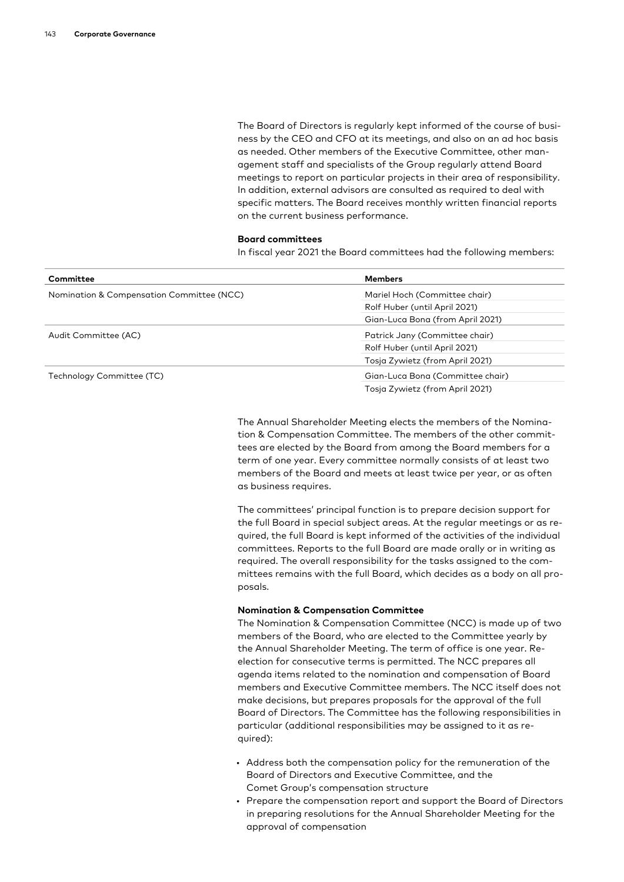The Board of Directors is regularly kept informed of the course of business by the CEO and CFO at its meetings, and also on an ad hoc basis as needed. Other members of the Executive Committee, other management staff and specialists of the Group regularly attend Board meetings to report on particular projects in their area of responsibility. In addition, external advisors are consulted as required to deal with specific matters. The Board receives monthly written financial reports on the current business performance.

**Board committees**

In fiscal year 2021 the Board committees had the following members:

| Committee | Members |
|---|---|
| Nomination & Compensation Committee (NCC) | Mariel Hoch (Committee chair) |
| | Rolf Huber (until April 2021) |
| | Gian-Luca Bona (from April 2021) |
| Audit Committee (AC) | Patrick Jany (Committee chair) |
| | Rolf Huber (until April 2021) |
| | Tosja Zywietz (from April 2021) |
| Technology Committee (TC) | Gian-Luca Bona (Committee chair) |
| | Tosja Zywietz (from April 2021) |

The Annual Shareholder Meeting elects the members of the Nomination & Compensation Committee. The members of the other committees are elected by the Board from among the Board members for a term of one year. Every committee normally consists of at least two members of the Board and meets at least twice per year, or as often as business requires.

The committees' principal function is to prepare decision support for the full Board in special subject areas. At the regular meetings or as required, the full Board is kept informed of the activities of the individual committees. Reports to the full Board are made orally or in writing as required. The overall responsibility for the tasks assigned to the committees remains with the full Board, which decides as a body on all proposals.

**Nomination & Compensation Committee**

The Nomination & Compensation Committee (NCC) is made up of two members of the Board, who are elected to the Committee yearly by the Annual Shareholder Meeting. The term of office is one year. Re-election for consecutive terms is permitted. The NCC prepares all agenda items related to the nomination and compensation of Board members and Executive Committee members. The NCC itself does not make decisions, but prepares proposals for the approval of the full Board of Directors. The Committee has the following responsibilities in particular (additional responsibilities may be assigned to it as required):

- Address both the compensation policy for the remuneration of the Board of Directors and Executive Committee, and the Comet Group's compensation structure
- Prepare the compensation report and support the Board of Directors in preparing resolutions for the Annual Shareholder Meeting for the approval of compensation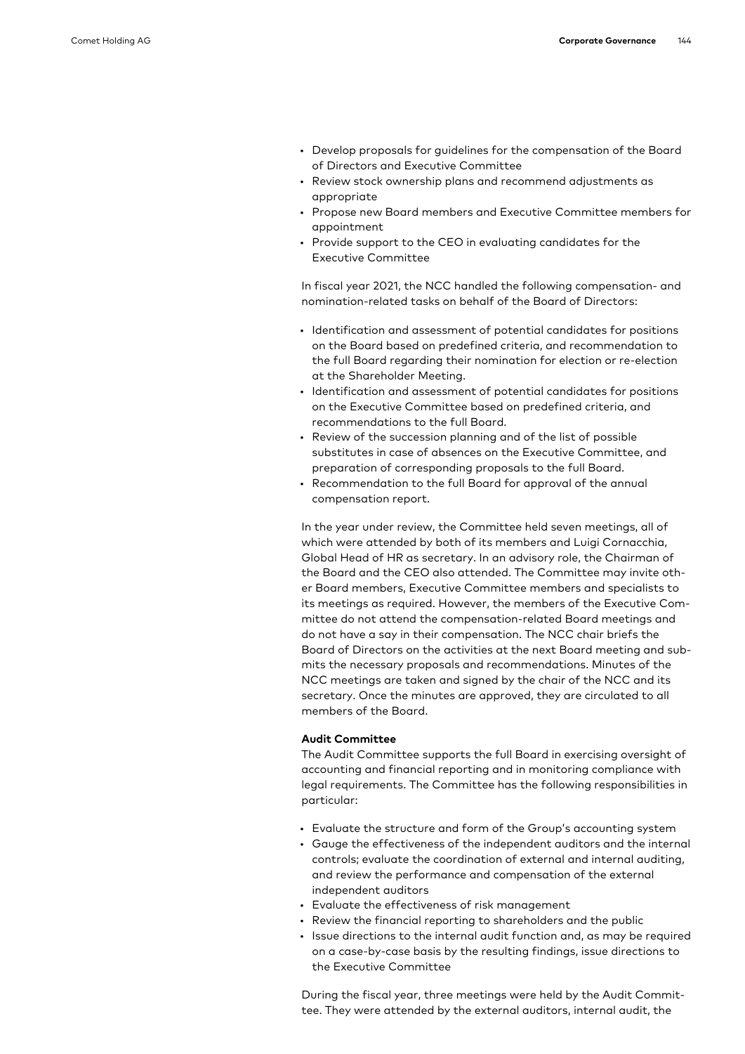- Develop proposals for guidelines for the compensation of the Board of Directors and Executive Committee
- Review stock ownership plans and recommend adjustments as appropriate
- Propose new Board members and Executive Committee members for appointment
- Provide support to the CEO in evaluating candidates for the Executive Committee

In fiscal year 2021, the NCC handled the following compensation- and nomination-related tasks on behalf of the Board of Directors:

- Identification and assessment of potential candidates for positions on the Board based on predefined criteria, and recommendation to the full Board regarding their nomination for election or re-election at the Shareholder Meeting.
- Identification and assessment of potential candidates for positions on the Executive Committee based on predefined criteria, and recommendations to the full Board.
- Review of the succession planning and of the list of possible substitutes in case of absences on the Executive Committee, and preparation of corresponding proposals to the full Board.
- Recommendation to the full Board for approval of the annual compensation report.

In the year under review, the Committee held seven meetings, all of which were attended by both of its members and Luigi Cornacchia, Global Head of HR as secretary. In an advisory role, the Chairman of the Board and the CEO also attended. The Committee may invite other Board members, Executive Committee members and specialists to its meetings as required. However, the members of the Executive Committee do not attend the compensation-related Board meetings and do not have a say in their compensation. The NCC chair briefs the Board of Directors on the activities at the next Board meeting and submits the necessary proposals and recommendations. Minutes of the NCC meetings are taken and signed by the chair of the NCC and its secretary. Once the minutes are approved, they are circulated to all members of the Board.

**Audit Committee**

The Audit Committee supports the full Board in exercising oversight of accounting and financial reporting and in monitoring compliance with legal requirements. The Committee has the following responsibilities in particular:

- Evaluate the structure and form of the Group's accounting system
- Gauge the effectiveness of the independent auditors and the internal controls; evaluate the coordination of external and internal auditing, and review the performance and compensation of the external independent auditors
- Evaluate the effectiveness of risk management
- Review the financial reporting to shareholders and the public
- Issue directions to the internal audit function and, as may be required on a case-by-case basis by the resulting findings, issue directions to the Executive Committee

During the fiscal year, three meetings were held by the Audit Committee. They were attended by the external auditors, internal audit, the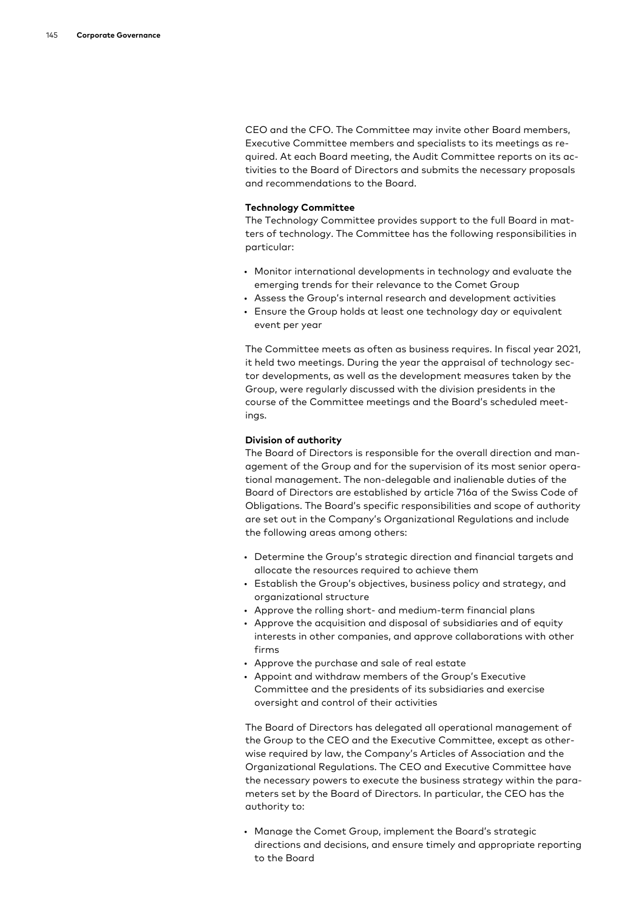CEO and the CFO. The Committee may invite other Board members, Executive Committee members and specialists to its meetings as required. At each Board meeting, the Audit Committee reports on its activities to the Board of Directors and submits the necessary proposals and recommendations to the Board.

**Technology Committee**

The Technology Committee provides support to the full Board in matters of technology. The Committee has the following responsibilities in particular:

- Monitor international developments in technology and evaluate the emerging trends for their relevance to the Comet Group
- Assess the Group's internal research and development activities
- Ensure the Group holds at least one technology day or equivalent event per year

The Committee meets as often as business requires. In fiscal year 2021, it held two meetings. During the year the appraisal of technology sector developments, as well as the development measures taken by the Group, were regularly discussed with the division presidents in the course of the Committee meetings and the Board's scheduled meetings.

**Division of authority**

The Board of Directors is responsible for the overall direction and management of the Group and for the supervision of its most senior operational management. The non-delegable and inalienable duties of the Board of Directors are established by article 716a of the Swiss Code of Obligations. The Board's specific responsibilities and scope of authority are set out in the Company's Organizational Regulations and include the following areas among others:

- Determine the Group's strategic direction and financial targets and allocate the resources required to achieve them
- Establish the Group's objectives, business policy and strategy, and organizational structure
- Approve the rolling short- and medium-term financial plans
- Approve the acquisition and disposal of subsidiaries and of equity interests in other companies, and approve collaborations with other firms
- Approve the purchase and sale of real estate
- Appoint and withdraw members of the Group's Executive Committee and the presidents of its subsidiaries and exercise oversight and control of their activities

The Board of Directors has delegated all operational management of the Group to the CEO and the Executive Committee, except as otherwise required by law, the Company's Articles of Association and the Organizational Regulations. The CEO and Executive Committee have the necessary powers to execute the business strategy within the parameters set by the Board of Directors. In particular, the CEO has the authority to:

- Manage the Comet Group, implement the Board's strategic directions and decisions, and ensure timely and appropriate reporting to the Board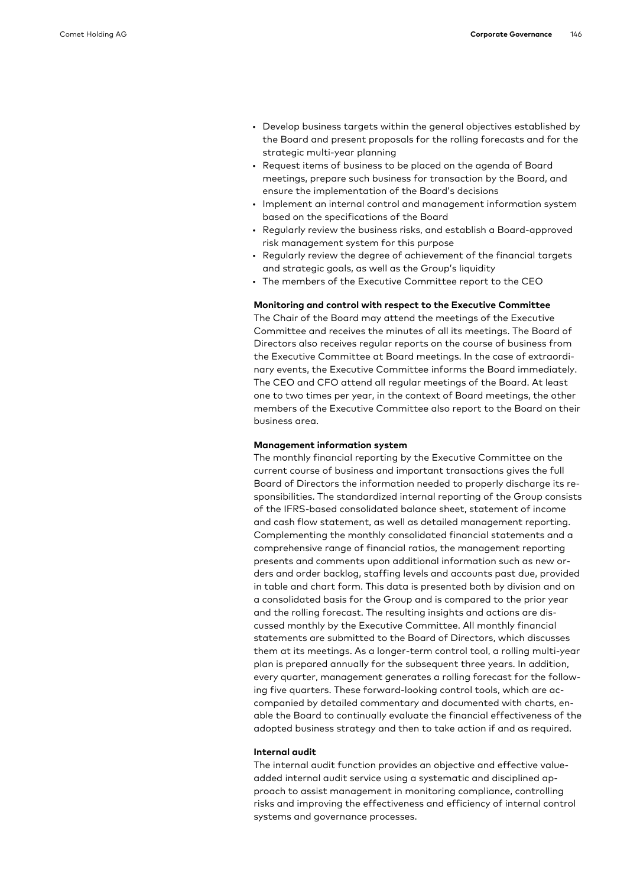- Develop business targets within the general objectives established by the Board and present proposals for the rolling forecasts and for the strategic multi-year planning
- Request items of business to be placed on the agenda of Board meetings, prepare such business for transaction by the Board, and ensure the implementation of the Board's decisions
- Implement an internal control and management information system based on the specifications of the Board
- Regularly review the business risks, and establish a Board-approved risk management system for this purpose
- Regularly review the degree of achievement of the financial targets and strategic goals, as well as the Group's liquidity
- The members of the Executive Committee report to the CEO

**Monitoring and control with respect to the Executive Committee**

The Chair of the Board may attend the meetings of the Executive Committee and receives the minutes of all its meetings. The Board of Directors also receives regular reports on the course of business from the Executive Committee at Board meetings. In the case of extraordinary events, the Executive Committee informs the Board immediately. The CEO and CFO attend all regular meetings of the Board. At least one to two times per year, in the context of Board meetings, the other members of the Executive Committee also report to the Board on their business area.

**Management information system**

The monthly financial reporting by the Executive Committee on the current course of business and important transactions gives the full Board of Directors the information needed to properly discharge its responsibilities. The standardized internal reporting of the Group consists of the IFRS-based consolidated balance sheet, statement of income and cash flow statement, as well as detailed management reporting. Complementing the monthly consolidated financial statements and a comprehensive range of financial ratios, the management reporting presents and comments upon additional information such as new orders and order backlog, staffing levels and accounts past due, provided in table and chart form. This data is presented both by division and on a consolidated basis for the Group and is compared to the prior year and the rolling forecast. The resulting insights and actions are discussed monthly by the Executive Committee. All monthly financial statements are submitted to the Board of Directors, which discusses them at its meetings. As a longer-term control tool, a rolling multi-year plan is prepared annually for the subsequent three years. In addition, every quarter, management generates a rolling forecast for the following five quarters. These forward-looking control tools, which are accompanied by detailed commentary and documented with charts, enable the Board to continually evaluate the financial effectiveness of the adopted business strategy and then to take action if and as required.

**Internal audit**

The internal audit function provides an objective and effective value-added internal audit service using a systematic and disciplined approach to assist management in monitoring compliance, controlling risks and improving the effectiveness and efficiency of internal control systems and governance processes.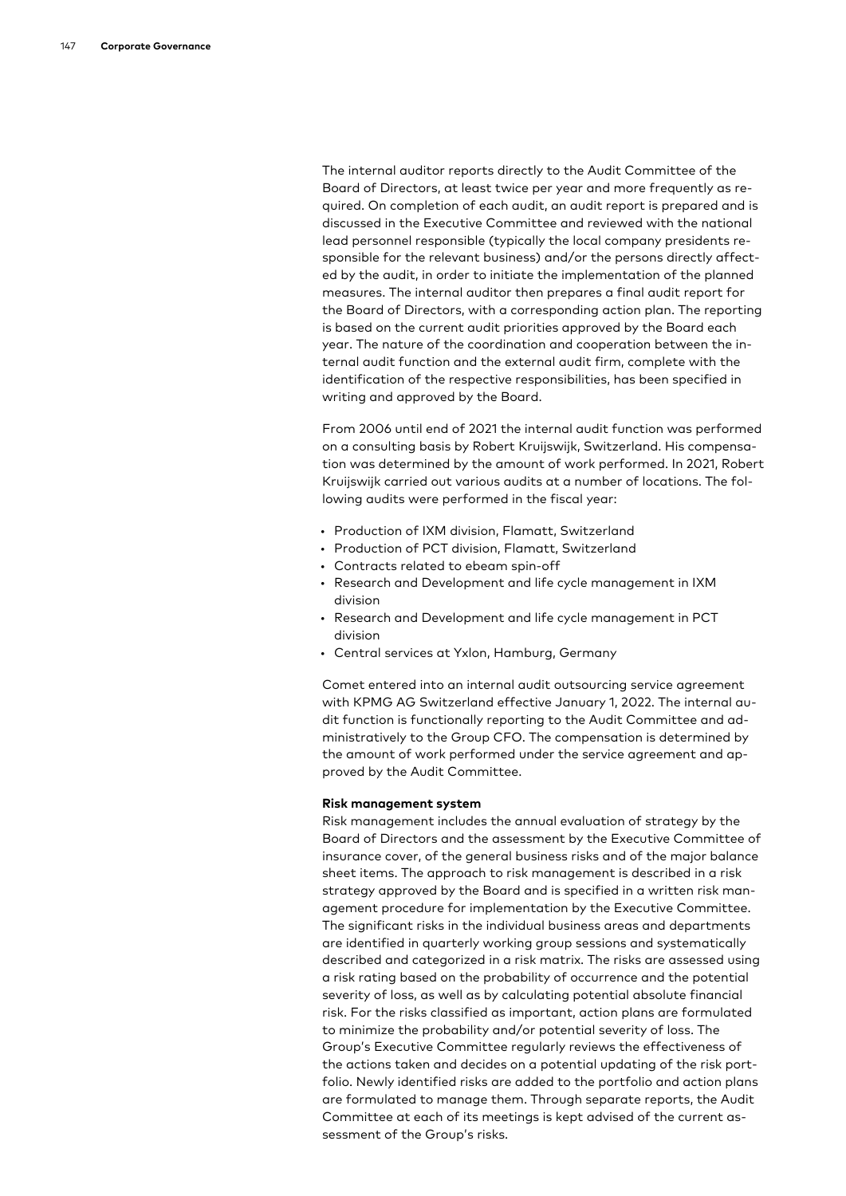The internal auditor reports directly to the Audit Committee of the Board of Directors, at least twice per year and more frequently as required. On completion of each audit, an audit report is prepared and is discussed in the Executive Committee and reviewed with the national lead personnel responsible (typically the local company presidents responsible for the relevant business) and/or the persons directly affected by the audit, in order to initiate the implementation of the planned measures. The internal auditor then prepares a final audit report for the Board of Directors, with a corresponding action plan. The reporting is based on the current audit priorities approved by the Board each year. The nature of the coordination and cooperation between the internal audit function and the external audit firm, complete with the identification of the respective responsibilities, has been specified in writing and approved by the Board.

From 2006 until end of 2021 the internal audit function was performed on a consulting basis by Robert Kruijswijk, Switzerland. His compensation was determined by the amount of work performed. In 2021, Robert Kruijswijk carried out various audits at a number of locations. The following audits were performed in the fiscal year:

- Production of IXM division, Flamatt, Switzerland
- Production of PCT division, Flamatt, Switzerland
- Contracts related to ebeam spin-off
- Research and Development and life cycle management in IXM division
- Research and Development and life cycle management in PCT division
- Central services at Yxlon, Hamburg, Germany

Comet entered into an internal audit outsourcing service agreement with KPMG AG Switzerland effective January 1, 2022. The internal audit function is functionally reporting to the Audit Committee and administratively to the Group CFO. The compensation is determined by the amount of work performed under the service agreement and approved by the Audit Committee.

**Risk management system**

Risk management includes the annual evaluation of strategy by the Board of Directors and the assessment by the Executive Committee of insurance cover, of the general business risks and of the major balance sheet items. The approach to risk management is described in a risk strategy approved by the Board and is specified in a written risk management procedure for implementation by the Executive Committee. The significant risks in the individual business areas and departments are identified in quarterly working group sessions and systematically described and categorized in a risk matrix. The risks are assessed using a risk rating based on the probability of occurrence and the potential severity of loss, as well as by calculating potential absolute financial risk. For the risks classified as important, action plans are formulated to minimize the probability and/or potential severity of loss. The Group's Executive Committee regularly reviews the effectiveness of the actions taken and decides on a potential updating of the risk portfolio. Newly identified risks are added to the portfolio and action plans are formulated to manage them. Through separate reports, the Audit Committee at each of its meetings is kept advised of the current assessment of the Group's risks.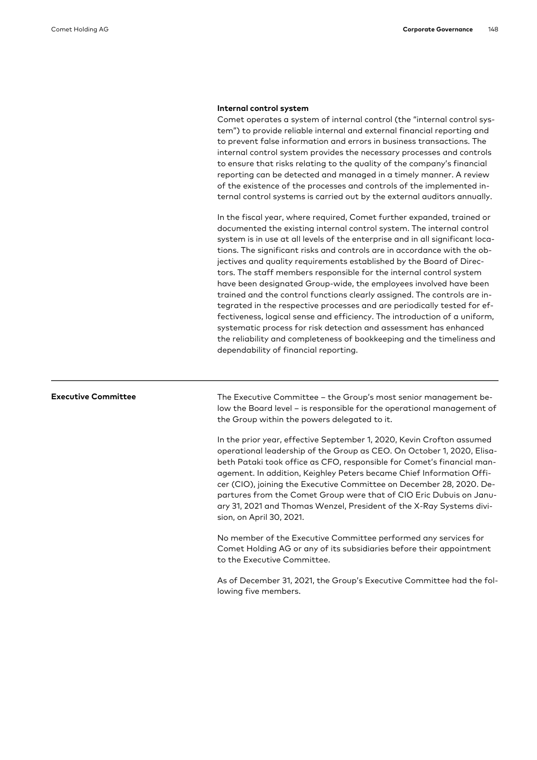### Internal control system

Comet operates a system of internal control (the "internal control system") to provide reliable internal and external financial reporting and to prevent false information and errors in business transactions. The internal control system provides the necessary processes and controls to ensure that risks relating to the quality of the company's financial reporting can be detected and managed in a timely manner. A review of the existence of the processes and controls of the implemented internal control systems is carried out by the external auditors annually.

In the fiscal year, where required, Comet further expanded, trained or documented the existing internal control system. The internal control system is in use at all levels of the enterprise and in all significant locations. The significant risks and controls are in accordance with the objectives and quality requirements established by the Board of Directors. The staff members responsible for the internal control system have been designated Group-wide, the employees involved have been trained and the control functions clearly assigned. The controls are integrated in the respective processes and are periodically tested for effectiveness, logical sense and efficiency. The introduction of a uniform, systematic process for risk detection and assessment has enhanced the reliability and completeness of bookkeeping and the timeliness and dependability of financial reporting.

## Executive Committee

The Executive Committee – the Group's most senior management below the Board level – is responsible for the operational management of the Group within the powers delegated to it.

In the prior year, effective September 1, 2020, Kevin Crofton assumed operational leadership of the Group as CEO. On October 1, 2020, Elisabeth Pataki took office as CFO, responsible for Comet's financial management. In addition, Keighley Peters became Chief Information Officer (CIO), joining the Executive Committee on December 28, 2020. Departures from the Comet Group were that of CIO Eric Dubuis on January 31, 2021 and Thomas Wenzel, President of the X-Ray Systems division, on April 30, 2021.

No member of the Executive Committee performed any services for Comet Holding AG or any of its subsidiaries before their appointment to the Executive Committee.

As of December 31, 2021, the Group's Executive Committee had the following five members.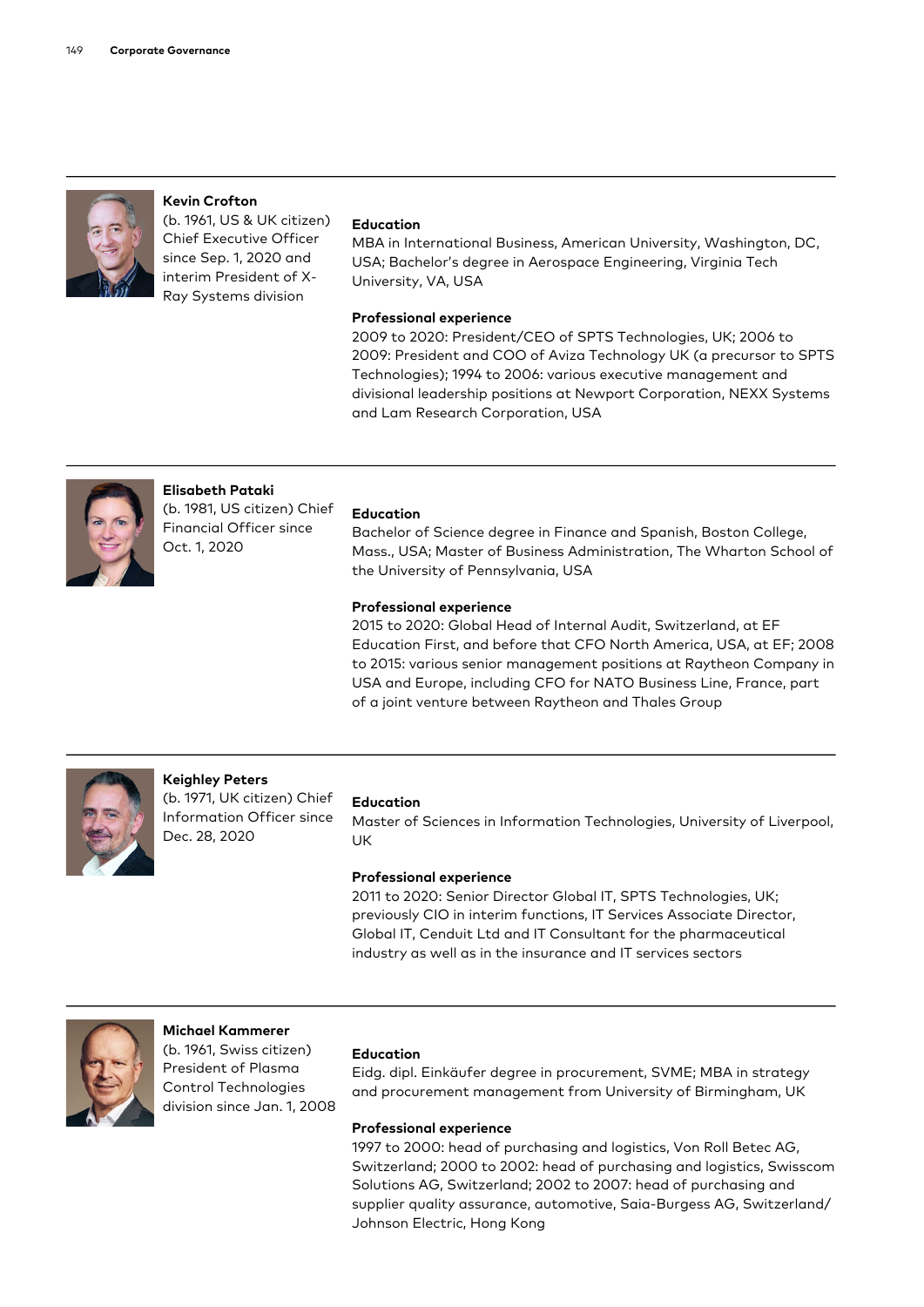**Kevin Crofton**
(b. 1961, US & UK citizen) Chief Executive Officer since Sep. 1, 2020 and interim President of X-Ray Systems division

**Education**
MBA in International Business, American University, Washington, DC, USA; Bachelor's degree in Aerospace Engineering, Virginia Tech University, VA, USA

**Professional experience**
2009 to 2020: President/CEO of SPTS Technologies, UK; 2006 to 2009: President and COO of Aviza Technology UK (a precursor to SPTS Technologies); 1994 to 2006: various executive management and divisional leadership positions at Newport Corporation, NEXX Systems and Lam Research Corporation, USA

---

**Elisabeth Pataki**
(b. 1981, US citizen) Chief Financial Officer since Oct. 1, 2020

**Education**
Bachelor of Science degree in Finance and Spanish, Boston College, Mass., USA; Master of Business Administration, The Wharton School of the University of Pennsylvania, USA

**Professional experience**
2015 to 2020: Global Head of Internal Audit, Switzerland, at EF Education First, and before that CFO North America, USA, at EF; 2008 to 2015: various senior management positions at Raytheon Company in USA and Europe, including CFO for NATO Business Line, France, part of a joint venture between Raytheon and Thales Group

---

**Keighley Peters**
(b. 1971, UK citizen) Chief Information Officer since Dec. 28, 2020

**Education**
Master of Sciences in Information Technologies, University of Liverpool, UK

**Professional experience**
2011 to 2020: Senior Director Global IT, SPTS Technologies, UK; previously CIO in interim functions, IT Services Associate Director, Global IT, Cenduit Ltd and IT Consultant for the pharmaceutical industry as well as in the insurance and IT services sectors

---

**Michael Kammerer**
(b. 1961, Swiss citizen) President of Plasma Control Technologies division since Jan. 1, 2008

**Education**
Eidg. dipl. Einkäufer degree in procurement, SVME; MBA in strategy and procurement management from University of Birmingham, UK

**Professional experience**
1997 to 2000: head of purchasing and logistics, Von Roll Betec AG, Switzerland; 2000 to 2002: head of purchasing and logistics, Swisscom Solutions AG, Switzerland; 2002 to 2007: head of purchasing and supplier quality assurance, automotive, Saia-Burgess AG, Switzerland/ Johnson Electric, Hong Kong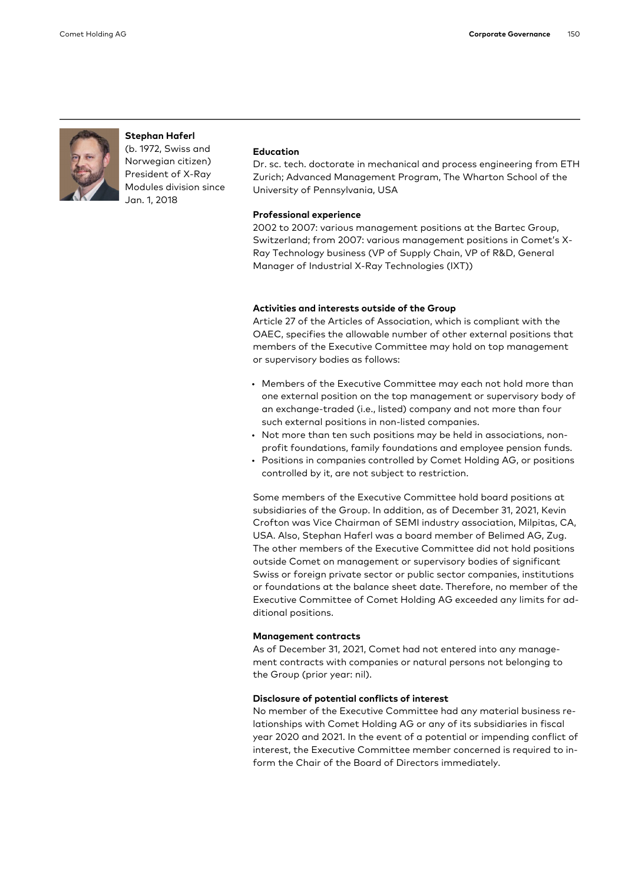**Stephan Haferl**
(b. 1972, Swiss and Norwegian citizen)
President of X-Ray Modules division since Jan. 1, 2018

**Education**
Dr. sc. tech. doctorate in mechanical and process engineering from ETH Zurich; Advanced Management Program, The Wharton School of the University of Pennsylvania, USA

**Professional experience**
2002 to 2007: various management positions at the Bartec Group, Switzerland; from 2007: various management positions in Comet's X-Ray Technology business (VP of Supply Chain, VP of R&D, General Manager of Industrial X-Ray Technologies (IXT))

**Activities and interests outside of the Group**
Article 27 of the Articles of Association, which is compliant with the OAEC, specifies the allowable number of other external positions that members of the Executive Committee may hold on top management or supervisory bodies as follows:

- Members of the Executive Committee may each not hold more than one external position on the top management or supervisory body of an exchange-traded (i.e., listed) company and not more than four such external positions in non-listed companies.
- Not more than ten such positions may be held in associations, non-profit foundations, family foundations and employee pension funds.
- Positions in companies controlled by Comet Holding AG, or positions controlled by it, are not subject to restriction.

Some members of the Executive Committee hold board positions at subsidiaries of the Group. In addition, as of December 31, 2021, Kevin Crofton was Vice Chairman of SEMI industry association, Milpitas, CA, USA. Also, Stephan Haferl was a board member of Belimed AG, Zug. The other members of the Executive Committee did not hold positions outside Comet on management or supervisory bodies of significant Swiss or foreign private sector or public sector companies, institutions or foundations at the balance sheet date. Therefore, no member of the Executive Committee of Comet Holding AG exceeded any limits for additional positions.

**Management contracts**
As of December 31, 2021, Comet had not entered into any management contracts with companies or natural persons not belonging to the Group (prior year: nil).

**Disclosure of potential conflicts of interest**
No member of the Executive Committee had any material business relationships with Comet Holding AG or any of its subsidiaries in fiscal year 2020 and 2021. In the event of a potential or impending conflict of interest, the Executive Committee member concerned is required to inform the Chair of the Board of Directors immediately.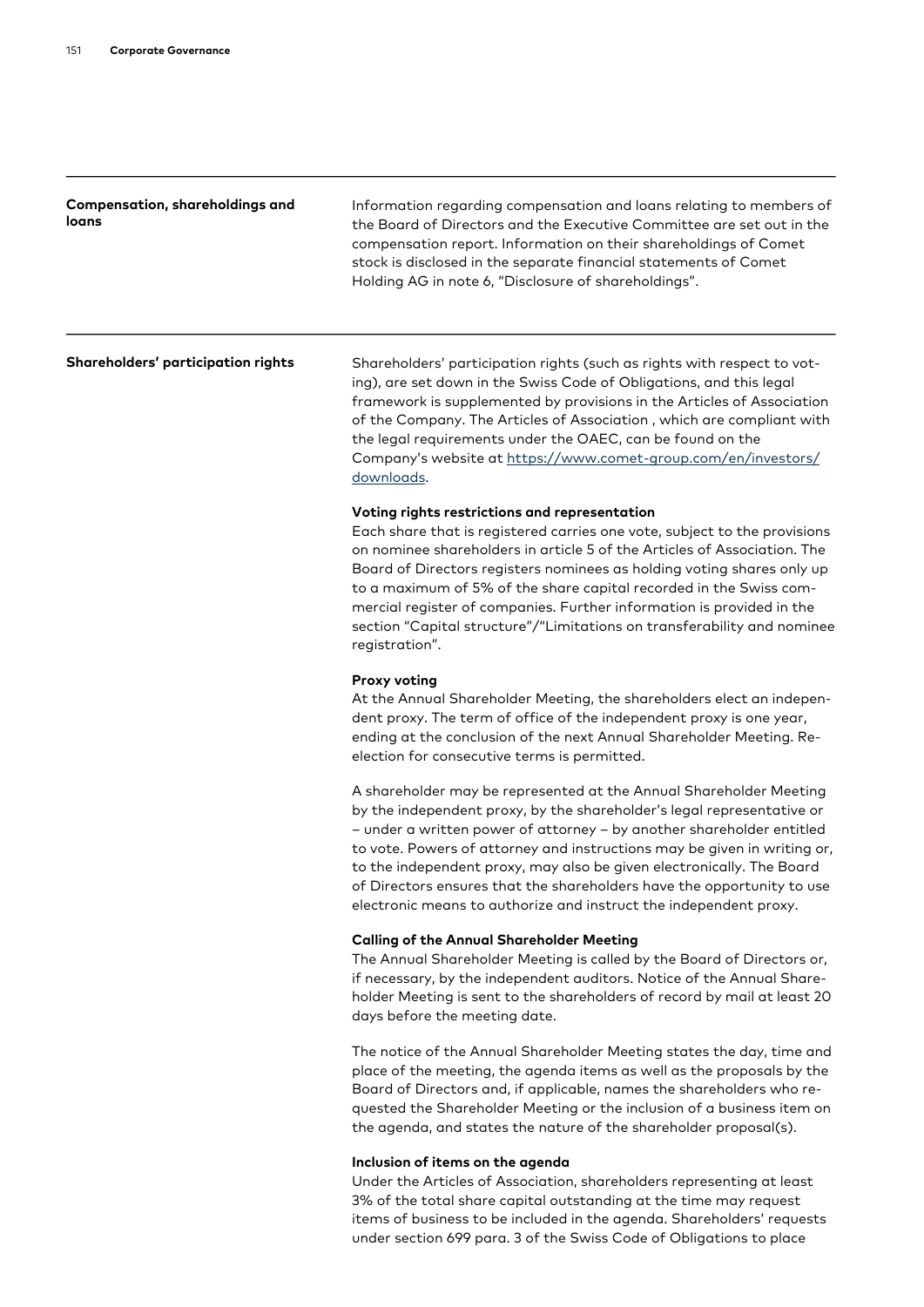## Compensation, shareholdings and loans

Information regarding compensation and loans relating to members of the Board of Directors and the Executive Committee are set out in the compensation report. Information on their shareholdings of Comet stock is disclosed in the separate financial statements of Comet Holding AG in note 6, "Disclosure of shareholdings".

## Shareholders' participation rights

Shareholders' participation rights (such as rights with respect to voting), are set down in the Swiss Code of Obligations, and this legal framework is supplemented by provisions in the Articles of Association of the Company. The Articles of Association , which are compliant with the legal requirements under the OAEC, can be found on the Company's website at [https://www.comet-group.com/en/investors/downloads](https://www.comet-group.com/en/investors/downloads).

### Voting rights restrictions and representation

Each share that is registered carries one vote, subject to the provisions on nominee shareholders in article 5 of the Articles of Association. The Board of Directors registers nominees as holding voting shares only up to a maximum of 5% of the share capital recorded in the Swiss commercial register of companies. Further information is provided in the section "Capital structure"/"Limitations on transferability and nominee registration".

### Proxy voting

At the Annual Shareholder Meeting, the shareholders elect an independent proxy. The term of office of the independent proxy is one year, ending at the conclusion of the next Annual Shareholder Meeting. Re-election for consecutive terms is permitted.

A shareholder may be represented at the Annual Shareholder Meeting by the independent proxy, by the shareholder's legal representative or – under a written power of attorney – by another shareholder entitled to vote. Powers of attorney and instructions may be given in writing or, to the independent proxy, may also be given electronically. The Board of Directors ensures that the shareholders have the opportunity to use electronic means to authorize and instruct the independent proxy.

### Calling of the Annual Shareholder Meeting

The Annual Shareholder Meeting is called by the Board of Directors or, if necessary, by the independent auditors. Notice of the Annual Shareholder Meeting is sent to the shareholders of record by mail at least 20 days before the meeting date.

The notice of the Annual Shareholder Meeting states the day, time and place of the meeting, the agenda items as well as the proposals by the Board of Directors and, if applicable, names the shareholders who requested the Shareholder Meeting or the inclusion of a business item on the agenda, and states the nature of the shareholder proposal(s).

### Inclusion of items on the agenda

Under the Articles of Association, shareholders representing at least 3% of the total share capital outstanding at the time may request items of business to be included in the agenda. Shareholders' requests under section 699 para. 3 of the Swiss Code of Obligations to place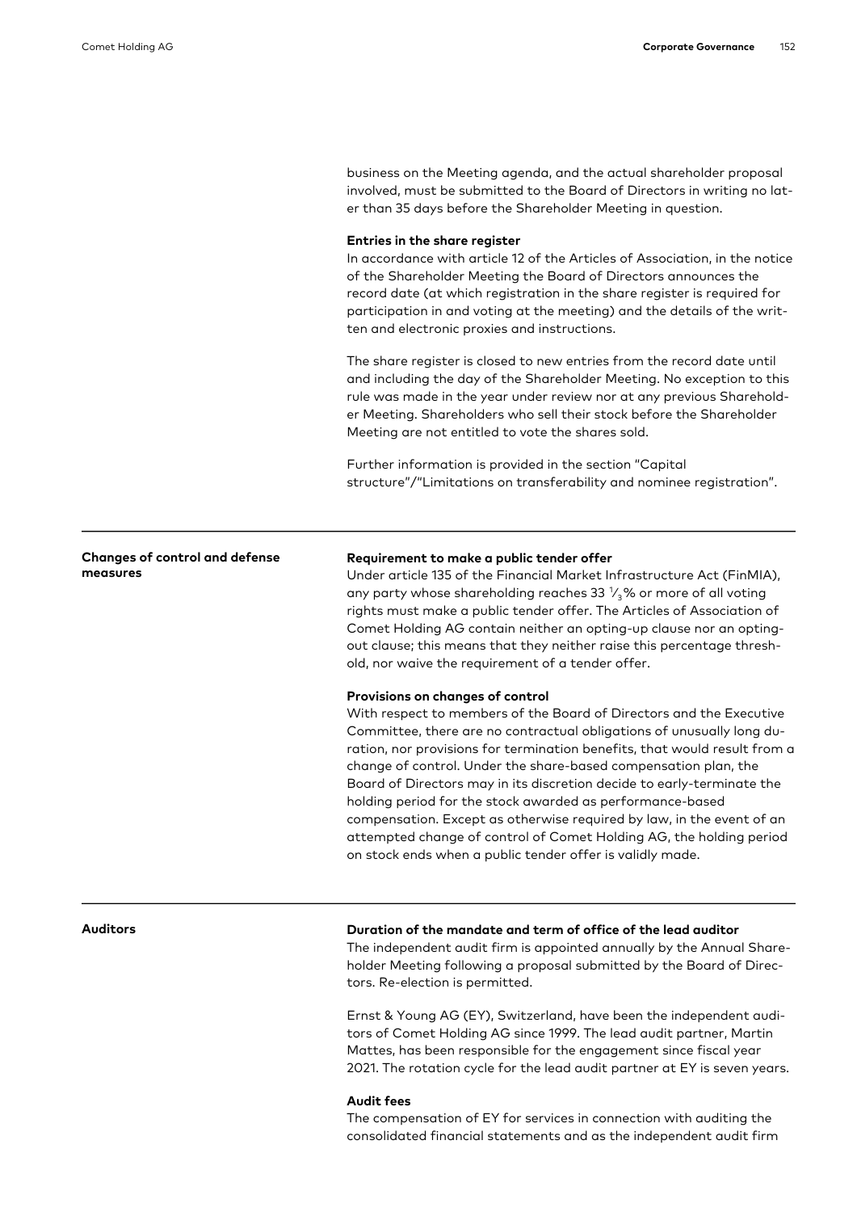business on the Meeting agenda, and the actual shareholder proposal involved, must be submitted to the Board of Directors in writing no later than 35 days before the Shareholder Meeting in question.

**Entries in the share register**

In accordance with article 12 of the Articles of Association, in the notice of the Shareholder Meeting the Board of Directors announces the record date (at which registration in the share register is required for participation in and voting at the meeting) and the details of the written and electronic proxies and instructions.

The share register is closed to new entries from the record date until and including the day of the Shareholder Meeting. No exception to this rule was made in the year under review nor at any previous Shareholder Meeting. Shareholders who sell their stock before the Shareholder Meeting are not entitled to vote the shares sold.

Further information is provided in the section "Capital structure"/"Limitations on transferability and nominee registration".

## Changes of control and defense measures

**Requirement to make a public tender offer**

Under article 135 of the Financial Market Infrastructure Act (FinMIA), any party whose shareholding reaches 33 ⅓% or more of all voting rights must make a public tender offer. The Articles of Association of Comet Holding AG contain neither an opting-up clause nor an opting-out clause; this means that they neither raise this percentage threshold, nor waive the requirement of a tender offer.

**Provisions on changes of control**

With respect to members of the Board of Directors and the Executive Committee, there are no contractual obligations of unusually long duration, nor provisions for termination benefits, that would result from a change of control. Under the share-based compensation plan, the Board of Directors may in its discretion decide to early-terminate the holding period for the stock awarded as performance-based compensation. Except as otherwise required by law, in the event of an attempted change of control of Comet Holding AG, the holding period on stock ends when a public tender offer is validly made.

## Auditors

**Duration of the mandate and term of office of the lead auditor**

The independent audit firm is appointed annually by the Annual Shareholder Meeting following a proposal submitted by the Board of Directors. Re-election is permitted.

Ernst & Young AG (EY), Switzerland, have been the independent auditors of Comet Holding AG since 1999. The lead audit partner, Martin Mattes, has been responsible for the engagement since fiscal year 2021. The rotation cycle for the lead audit partner at EY is seven years.

**Audit fees**

The compensation of EY for services in connection with auditing the consolidated financial statements and as the independent audit firm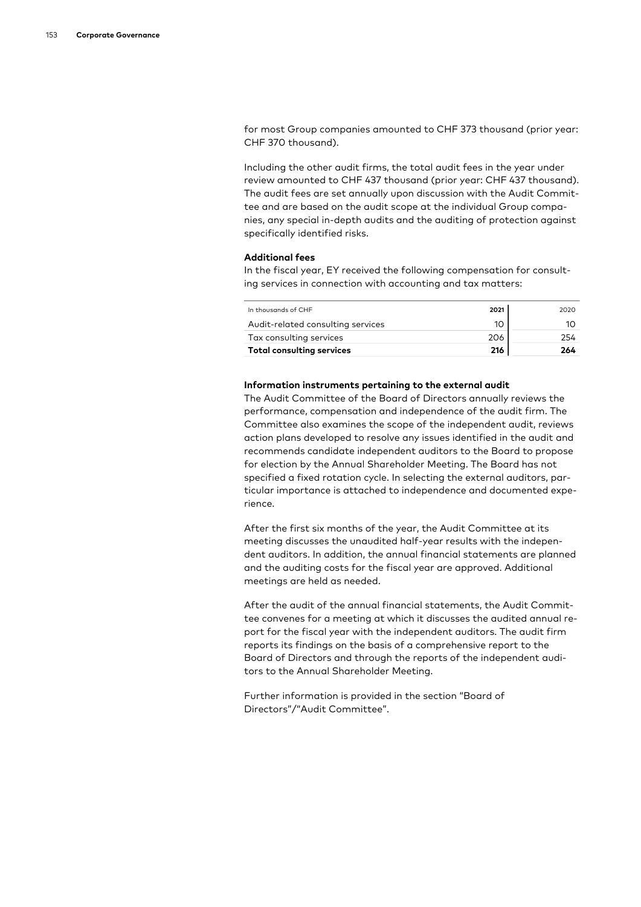for most Group companies amounted to CHF 373 thousand (prior year: CHF 370 thousand).

Including the other audit firms, the total audit fees in the year under review amounted to CHF 437 thousand (prior year: CHF 437 thousand). The audit fees are set annually upon discussion with the Audit Committee and are based on the audit scope at the individual Group companies, any special in-depth audits and the auditing of protection against specifically identified risks.

**Additional fees**

In the fiscal year, EY received the following compensation for consulting services in connection with accounting and tax matters:

| In thousands of CHF | 2021 | 2020 |
|---|---|---|
| Audit-related consulting services | 10 | 10 |
| Tax consulting services | 206 | 254 |
| **Total consulting services** | **216** | **264** |

**Information instruments pertaining to the external audit**

The Audit Committee of the Board of Directors annually reviews the performance, compensation and independence of the audit firm. The Committee also examines the scope of the independent audit, reviews action plans developed to resolve any issues identified in the audit and recommends candidate independent auditors to the Board to propose for election by the Annual Shareholder Meeting. The Board has not specified a fixed rotation cycle. In selecting the external auditors, particular importance is attached to independence and documented experience.

After the first six months of the year, the Audit Committee at its meeting discusses the unaudited half-year results with the independent auditors. In addition, the annual financial statements are planned and the auditing costs for the fiscal year are approved. Additional meetings are held as needed.

After the audit of the annual financial statements, the Audit Committee convenes for a meeting at which it discusses the audited annual report for the fiscal year with the independent auditors. The audit firm reports its findings on the basis of a comprehensive report to the Board of Directors and through the reports of the independent auditors to the Annual Shareholder Meeting.

Further information is provided in the section "Board of Directors"/"Audit Committee".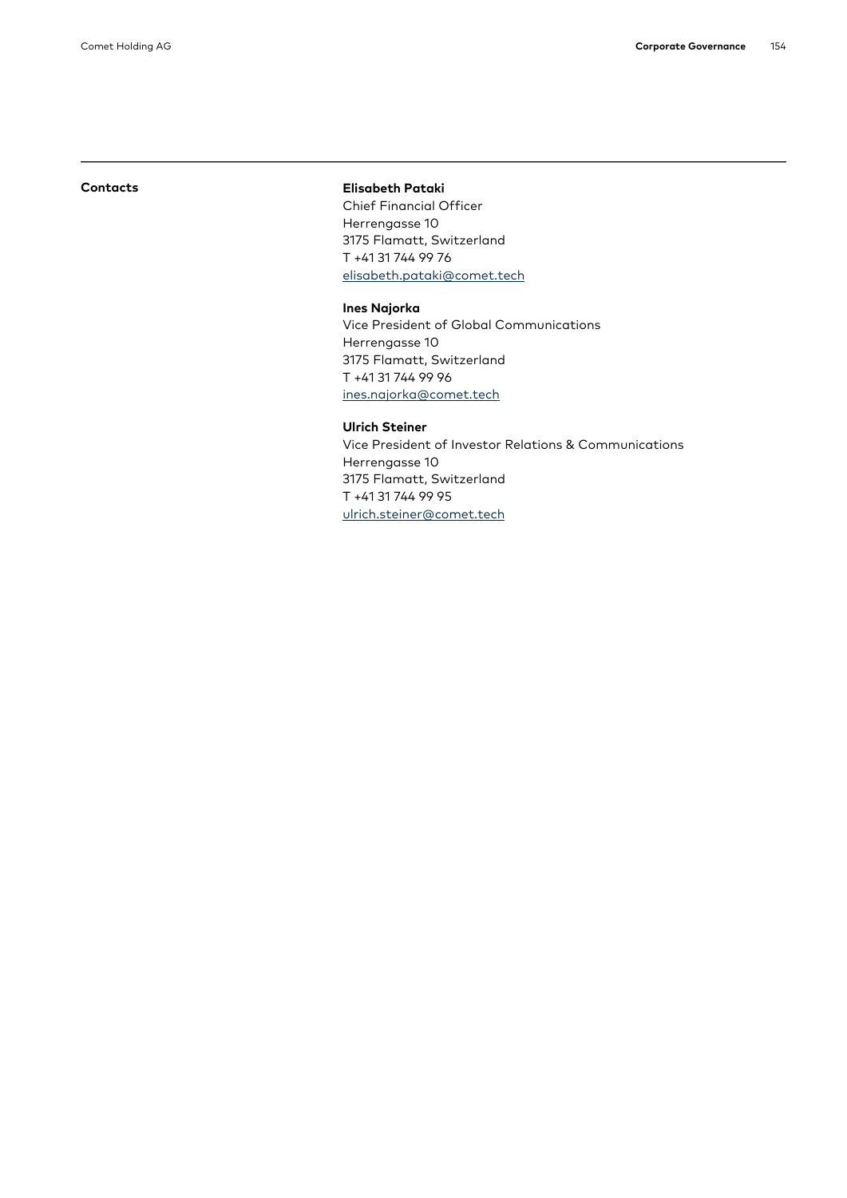## Contacts

**Elisabeth Pataki**
Chief Financial Officer
Herrengasse 10
3175 Flamatt, Switzerland
T +41 31 744 99 76
elisabeth.pataki@comet.tech

**Ines Najorka**
Vice President of Global Communications
Herrengasse 10
3175 Flamatt, Switzerland
T +41 31 744 99 96
ines.najorka@comet.tech

**Ulrich Steiner**
Vice President of Investor Relations & Communications
Herrengasse 10
3175 Flamatt, Switzerland
T +41 31 744 99 95
ulrich.steiner@comet.tech